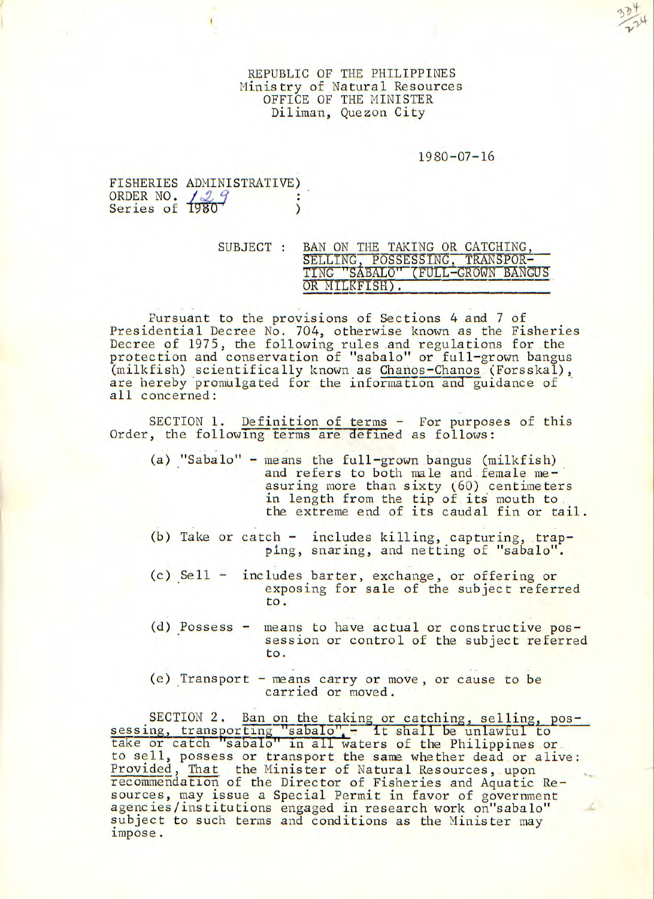REPUBLIC OF THE PHILIPPINES
Ministry of Natural Resources
OFFICE OF THE MINISTER
Diliman, Quezon City

1980-07-16

FISHERIES ADMINISTRATIVE)
ORDER NO. 129 :
Series of 1980 )

SUBJECT : BAN ON THE TAKING OR CATCHING, SELLING, POSSESSING, TRANSPORTING "SABALO" (FULL-GROWN BANGUS OR MILKFISH).

Pursuant to the provisions of Sections 4 and 7 of Presidential Decree No. 704, otherwise known as the Fisheries Decree of 1975, the following rules and regulations for the protection and conservation of "sabalo" or full-grown bangus (milkfish) scientifically known as Chanos-Chanos (Forsskal), are hereby promulgated for the information and guidance of all concerned:

SECTION 1. Definition of terms - For purposes of this Order, the following terms are defined as follows:

(a) "Sabalo" - means the full-grown bangus (milkfish) and refers to both male and female measuring more than sixty (60) centimeters in length from the tip of its mouth to the extreme end of its caudal fin or tail.

(b) Take or catch - includes killing, capturing, trapping, snaring, and netting of "sabalo".

(c) Sell - includes barter, exchange, or offering or exposing for sale of the subject referred to.

(d) Possess - means to have actual or constructive possession or control of the subject referred to.

(e) Transport - means carry or move, or cause to be carried or moved.

SECTION 2. Ban on the taking or catching, selling, possessing, transporting "sabalo". - It shall be unlawful to take or catch "sabalo" in all waters of the Philippines or to sell, possess or transport the same whether dead or alive: Provided, That the Minister of Natural Resources, upon recommendation of the Director of Fisheries and Aquatic Resources, may issue a Special Permit in favor of government agencies/institutions engaged in research work on "sabalo" subject to such terms and conditions as the Minister may impose.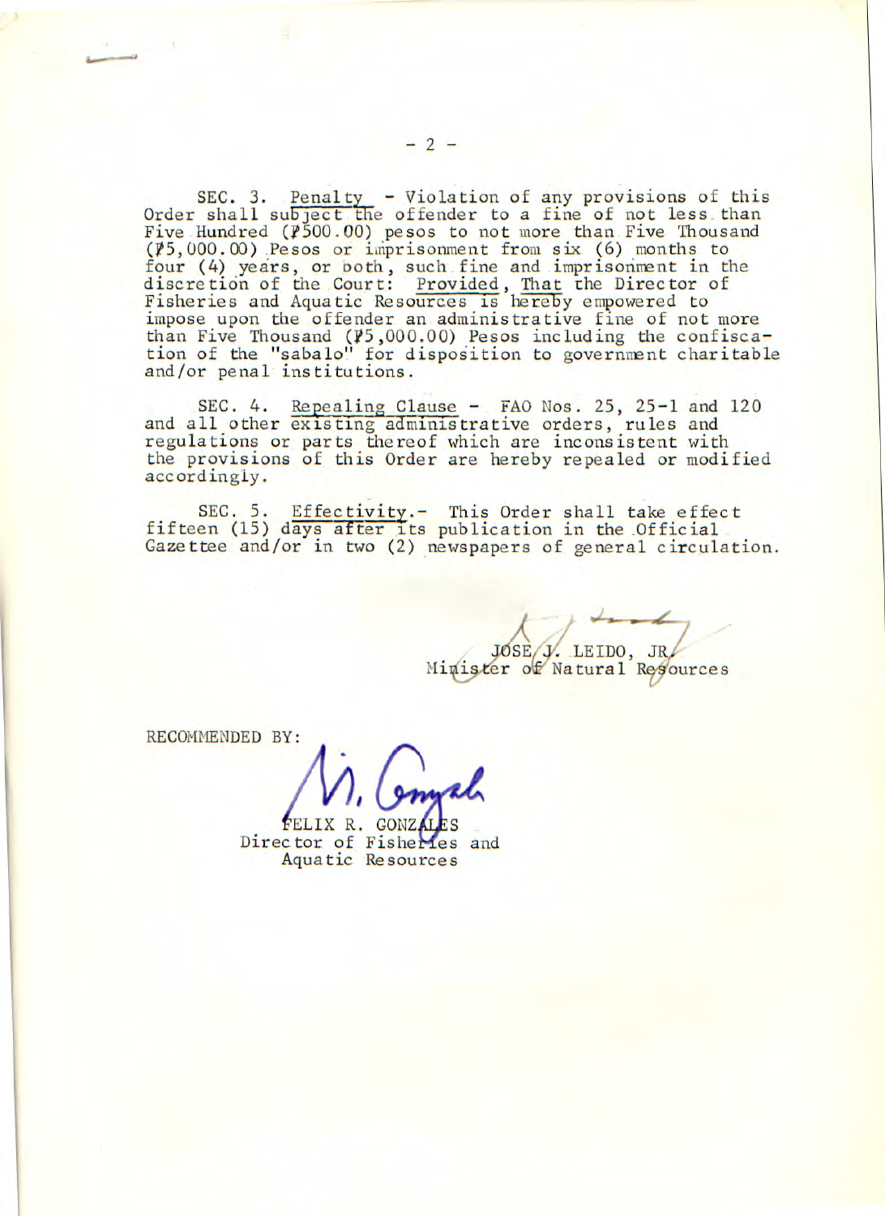SEC. 3. Penalty - Violation of any provisions of this Order shall subject the offender to a fine of not less than Five Hundred (₱500.00) pesos to not more than Five Thousand (₱5,000.00) Pesos or imprisonment from six (6) months to four (4) years, or both, such fine and imprisonment in the discretion of the Court: Provided, That the Director of Fisheries and Aquatic Resources is hereby empowered to impose upon the offender an administrative fine of not more than Five Thousand (₱5,000.00) Pesos including the confiscation of the "sabalo" for disposition to government charitable and/or penal institutions.

SEC. 4. Repealing Clause - FAO Nos. 25, 25-1 and 120 and all other existing administrative orders, rules and regulations or parts thereof which are inconsistent with the provisions of this Order are hereby repealed or modified accordingly.

SEC. 5. Effectivity.- This Order shall take effect fifteen (15) days after its publication in the Official Gazettee and/or in two (2) newspapers of general circulation.

JOSE J. LEIDO, JR.
Minister of Natural Resources

RECOMMENDED BY:

FELIX R. GONZALES
Director of Fisheries and Aquatic Resources